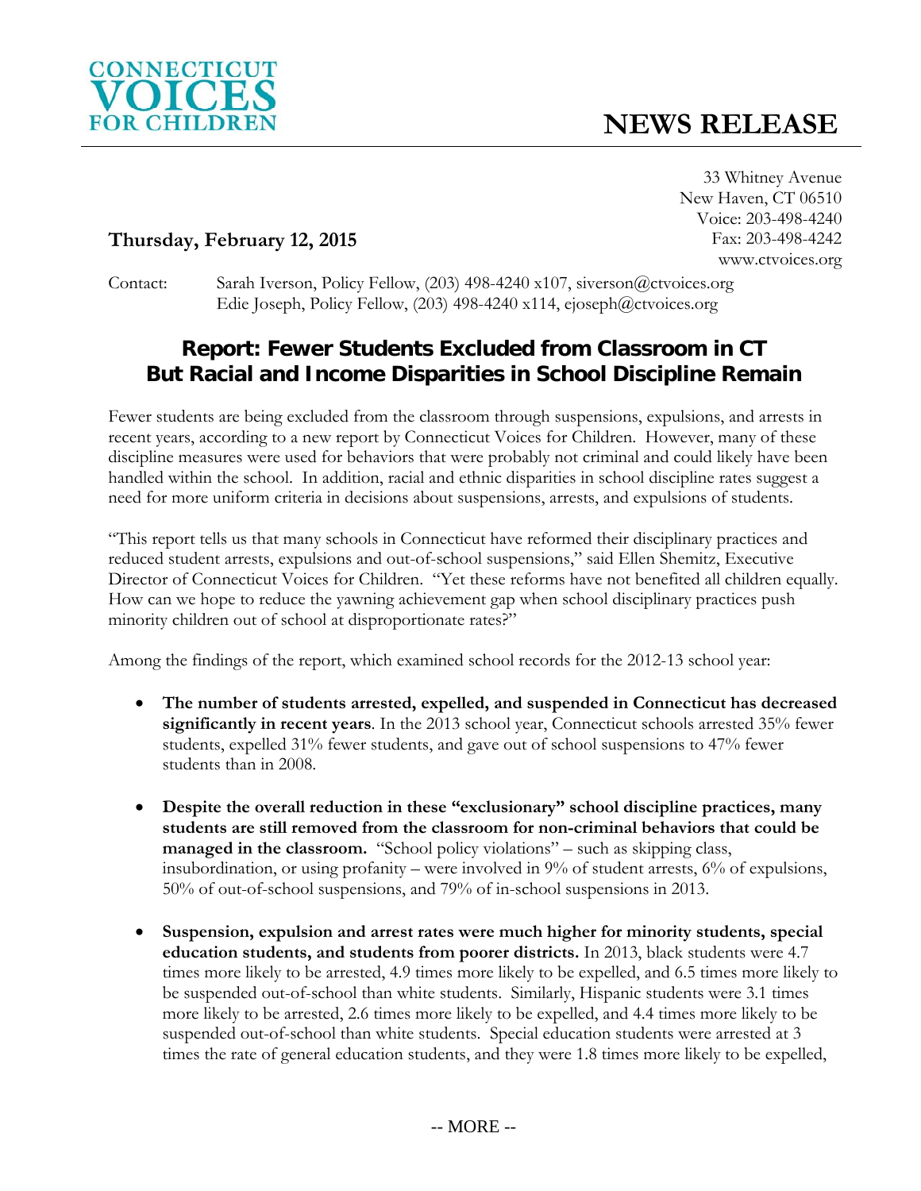CONNECTICUT
VOICES
FOR CHILDREN

# NEWS RELEASE

33 Whitney Avenue
New Haven, CT 06510
Voice: 203-498-4240
Fax: 203-498-4242
www.ctvoices.org

**Thursday, February 12, 2015**

Contact: Sarah Iverson, Policy Fellow, (203) 498-4240 x107, siverson@ctvoices.org
Edie Joseph, Policy Fellow, (203) 498-4240 x114, ejoseph@ctvoices.org

## Report: Fewer Students Excluded from Classroom in CT But Racial and Income Disparities in School Discipline Remain

Fewer students are being excluded from the classroom through suspensions, expulsions, and arrests in recent years, according to a new report by Connecticut Voices for Children. However, many of these discipline measures were used for behaviors that were probably not criminal and could likely have been handled within the school. In addition, racial and ethnic disparities in school discipline rates suggest a need for more uniform criteria in decisions about suspensions, arrests, and expulsions of students.

"This report tells us that many schools in Connecticut have reformed their disciplinary practices and reduced student arrests, expulsions and out-of-school suspensions," said Ellen Shemitz, Executive Director of Connecticut Voices for Children. "Yet these reforms have not benefited all children equally. How can we hope to reduce the yawning achievement gap when school disciplinary practices push minority children out of school at disproportionate rates?"

Among the findings of the report, which examined school records for the 2012-13 school year:

- **The number of students arrested, expelled, and suspended in Connecticut has decreased significantly in recent years**. In the 2013 school year, Connecticut schools arrested 35% fewer students, expelled 31% fewer students, and gave out of school suspensions to 47% fewer students than in 2008.

- **Despite the overall reduction in these "exclusionary" school discipline practices, many students are still removed from the classroom for non-criminal behaviors that could be managed in the classroom.** "School policy violations" – such as skipping class, insubordination, or using profanity – were involved in 9% of student arrests, 6% of expulsions, 50% of out-of-school suspensions, and 79% of in-school suspensions in 2013.

- **Suspension, expulsion and arrest rates were much higher for minority students, special education students, and students from poorer districts.** In 2013, black students were 4.7 times more likely to be arrested, 4.9 times more likely to be expelled, and 6.5 times more likely to be suspended out-of-school than white students. Similarly, Hispanic students were 3.1 times more likely to be arrested, 2.6 times more likely to be expelled, and 4.4 times more likely to be suspended out-of-school than white students. Special education students were arrested at 3 times the rate of general education students, and they were 1.8 times more likely to be expelled,

-- MORE --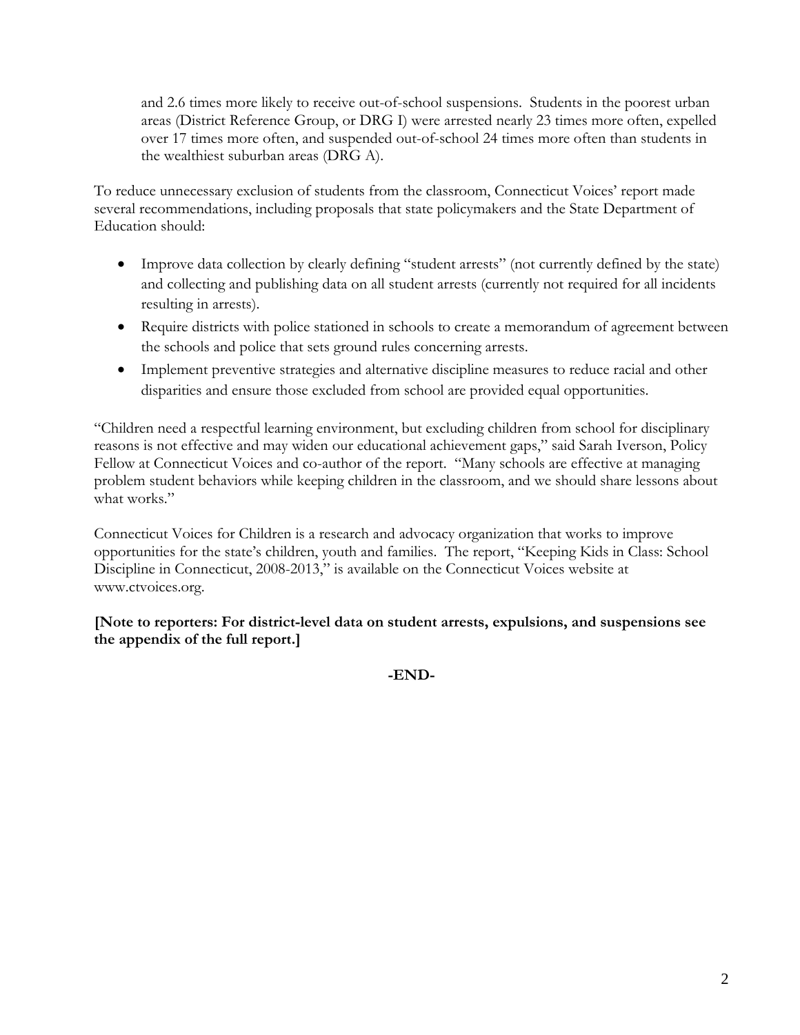and 2.6 times more likely to receive out-of-school suspensions. Students in the poorest urban areas (District Reference Group, or DRG I) were arrested nearly 23 times more often, expelled over 17 times more often, and suspended out-of-school 24 times more often than students in the wealthiest suburban areas (DRG A).

To reduce unnecessary exclusion of students from the classroom, Connecticut Voices' report made several recommendations, including proposals that state policymakers and the State Department of Education should:

- Improve data collection by clearly defining "student arrests" (not currently defined by the state) and collecting and publishing data on all student arrests (currently not required for all incidents resulting in arrests).
- Require districts with police stationed in schools to create a memorandum of agreement between the schools and police that sets ground rules concerning arrests.
- Implement preventive strategies and alternative discipline measures to reduce racial and other disparities and ensure those excluded from school are provided equal opportunities.

"Children need a respectful learning environment, but excluding children from school for disciplinary reasons is not effective and may widen our educational achievement gaps," said Sarah Iverson, Policy Fellow at Connecticut Voices and co-author of the report. "Many schools are effective at managing problem student behaviors while keeping children in the classroom, and we should share lessons about what works."

Connecticut Voices for Children is a research and advocacy organization that works to improve opportunities for the state's children, youth and families. The report, "Keeping Kids in Class: School Discipline in Connecticut, 2008-2013," is available on the Connecticut Voices website at www.ctvoices.org.

**[Note to reporters: For district-level data on student arrests, expulsions, and suspensions see the appendix of the full report.]**

**-END-**